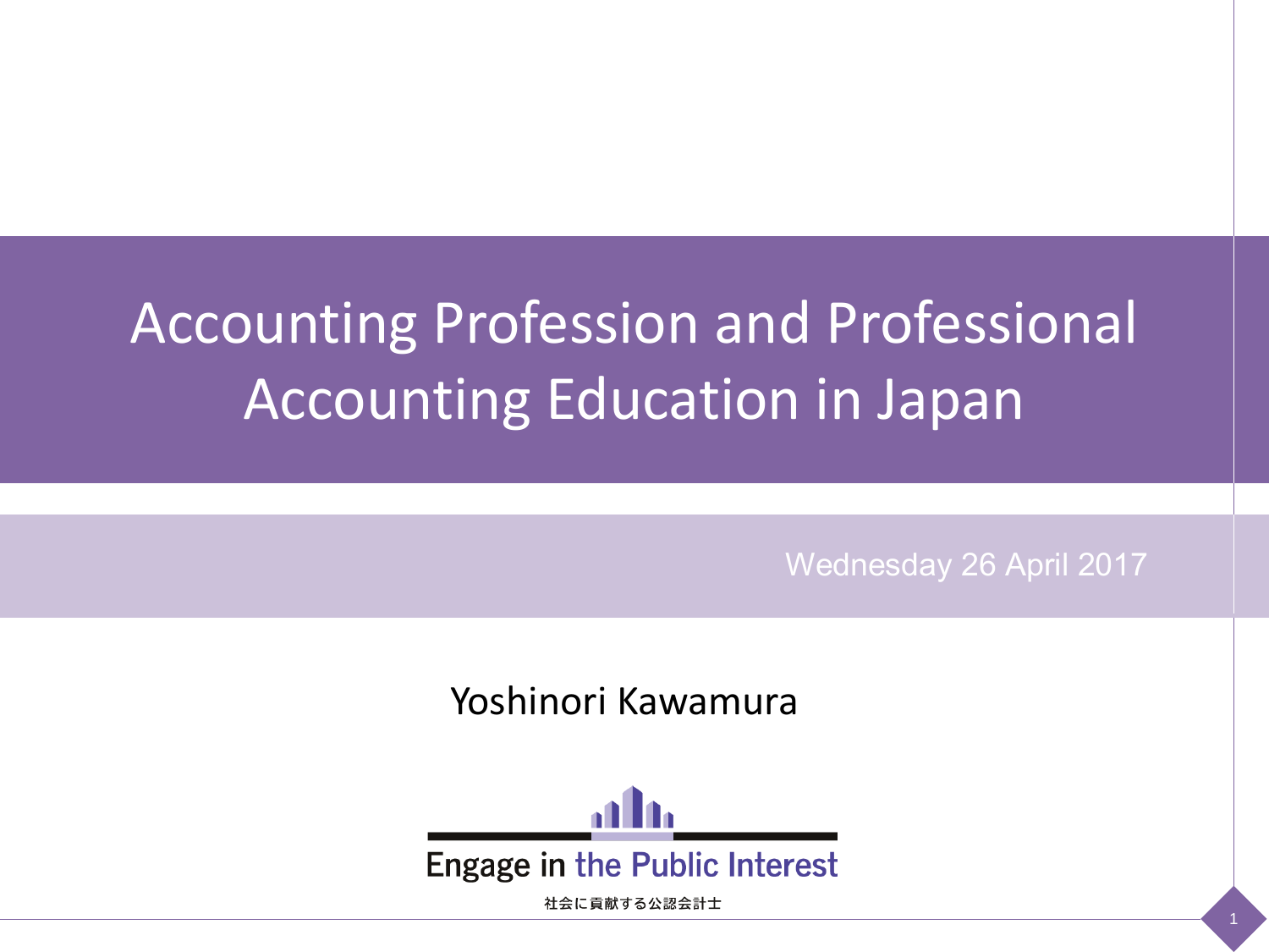# Accounting Profession and Professional Accounting Education in Japan

Wednesday 26 April 2017

Yoshinori Kawamura

Engage in the Public Interest

社会に貢献する公認会計士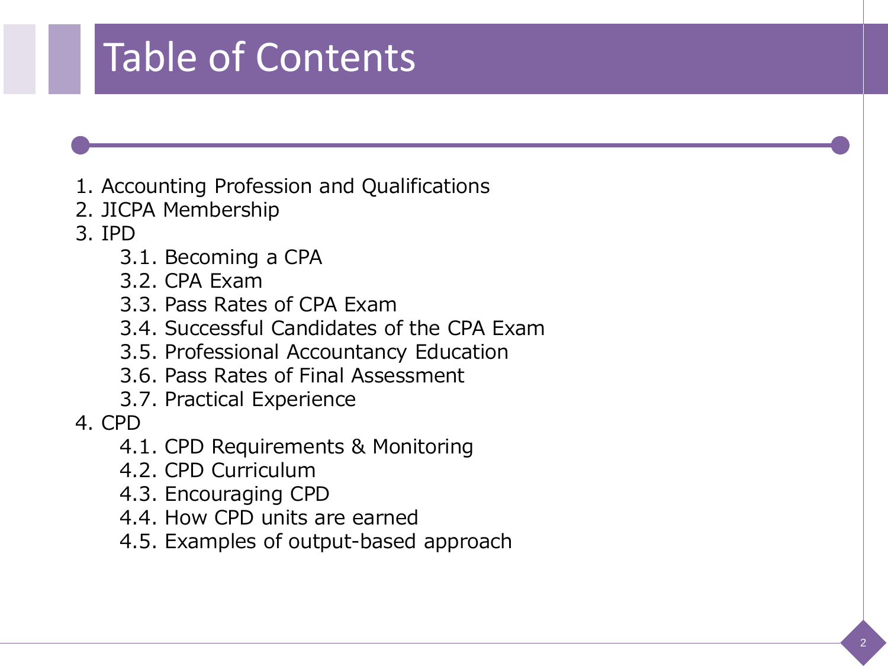# Table of Contents

1. Accounting Profession and Qualifications
2. JICPA Membership
3. IPD
    - 3.1. Becoming a CPA
    - 3.2. CPA Exam
    - 3.3. Pass Rates of CPA Exam
    - 3.4. Successful Candidates of the CPA Exam
    - 3.5. Professional Accountancy Education
    - 3.6. Pass Rates of Final Assessment
    - 3.7. Practical Experience
4. CPD
    - 4.1. CPD Requirements & Monitoring
    - 4.2. CPD Curriculum
    - 4.3. Encouraging CPD
    - 4.4. How CPD units are earned
    - 4.5. Examples of output-based approach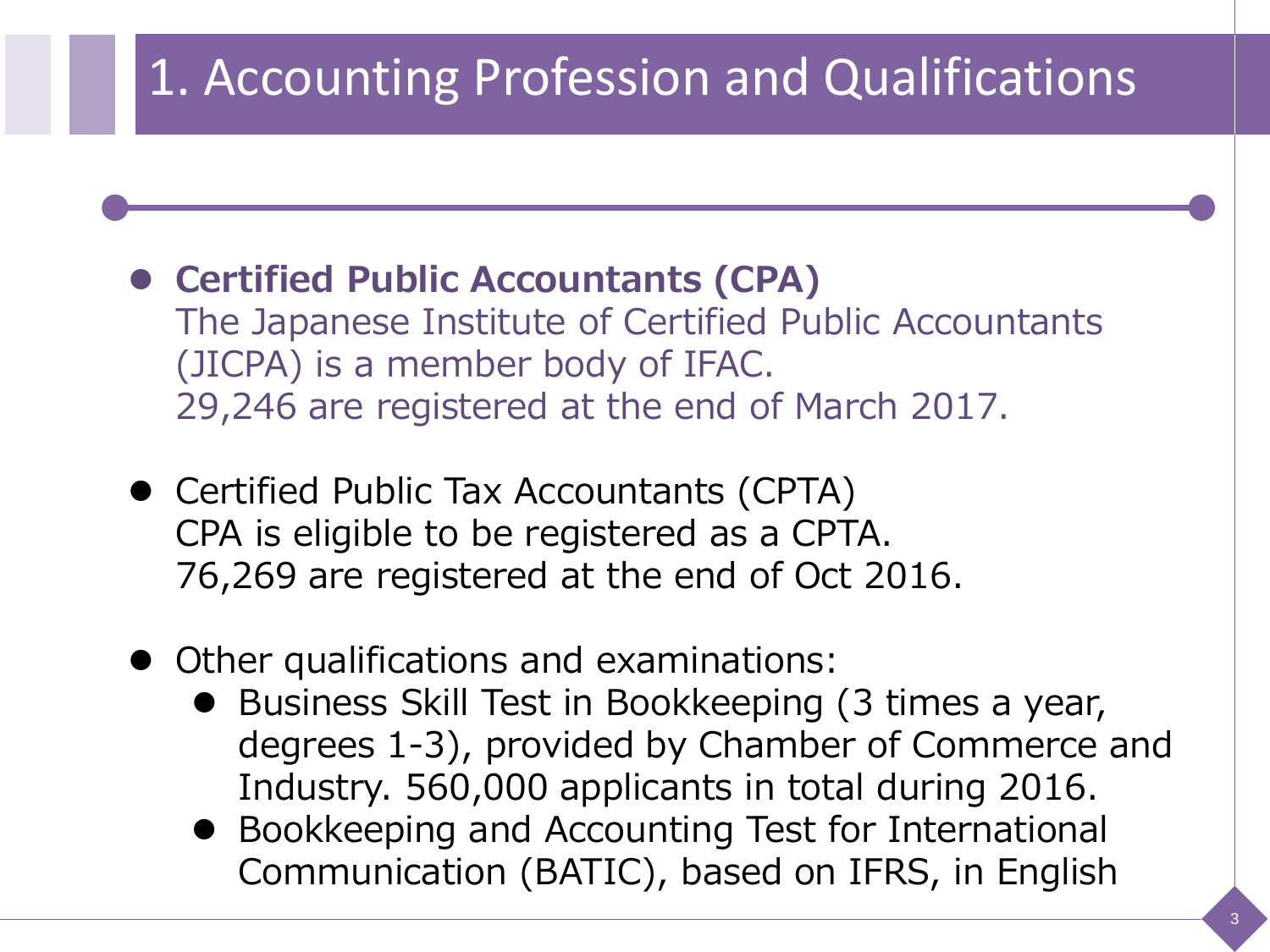# 1. Accounting Profession and Qualifications

- **Certified Public Accountants (CPA)**
  The Japanese Institute of Certified Public Accountants (JICPA) is a member body of IFAC.
  29,246 are registered at the end of March 2017.

- Certified Public Tax Accountants (CPTA)
  CPA is eligible to be registered as a CPTA.
  76,269 are registered at the end of Oct 2016.

- Other qualifications and examinations:
  - Business Skill Test in Bookkeeping (3 times a year, degrees 1-3), provided by Chamber of Commerce and Industry. 560,000 applicants in total during 2016.
  - Bookkeeping and Accounting Test for International Communication (BATIC), based on IFRS, in English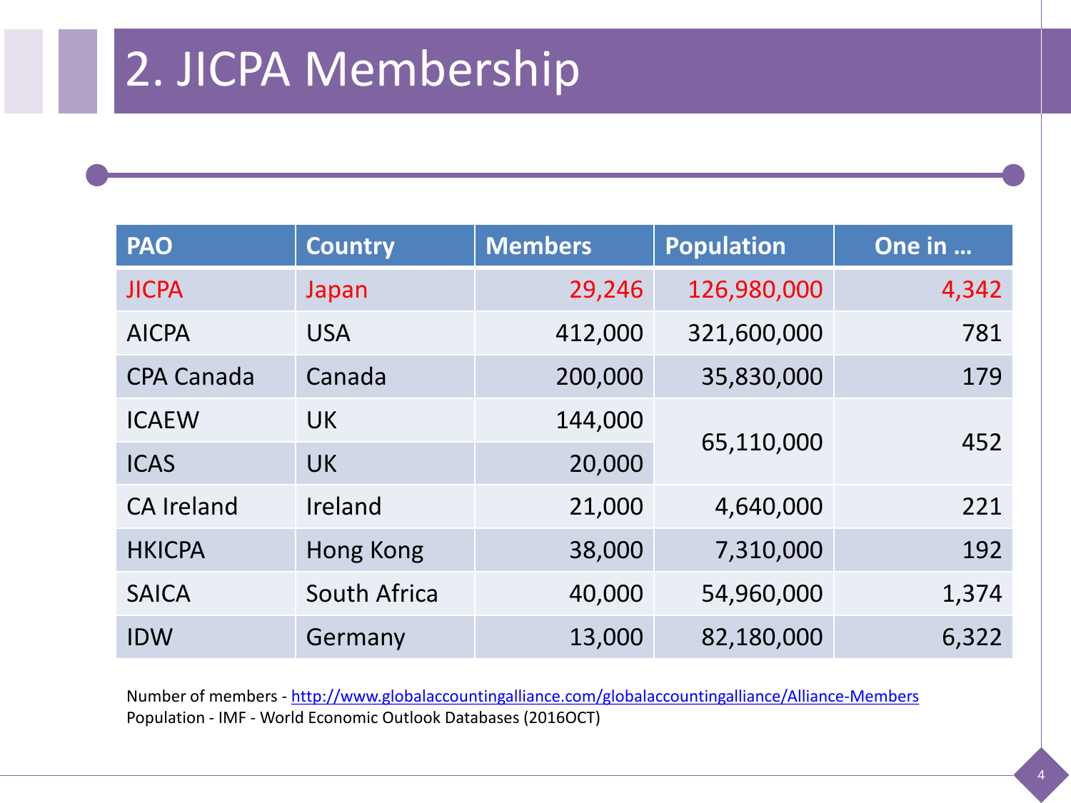# 2. JICPA Membership

| PAO | Country | Members | Population | One in … |
|---|---|---:|---:|---:|
| JICPA | Japan | 29,246 | 126,980,000 | 4,342 |
| AICPA | USA | 412,000 | 321,600,000 | 781 |
| CPA Canada | Canada | 200,000 | 35,830,000 | 179 |
| ICAEW | UK | 144,000 | 65,110,000 | 452 |
| ICAS | UK | 20,000 | | |
| CA Ireland | Ireland | 21,000 | 4,640,000 | 221 |
| HKICPA | Hong Kong | 38,000 | 7,310,000 | 192 |
| SAICA | South Africa | 40,000 | 54,960,000 | 1,374 |
| IDW | Germany | 13,000 | 82,180,000 | 6,322 |

Number of members - http://www.globalaccountingalliance.com/globalaccountingalliance/Alliance-Members
Population - IMF - World Economic Outlook Databases (2016OCT)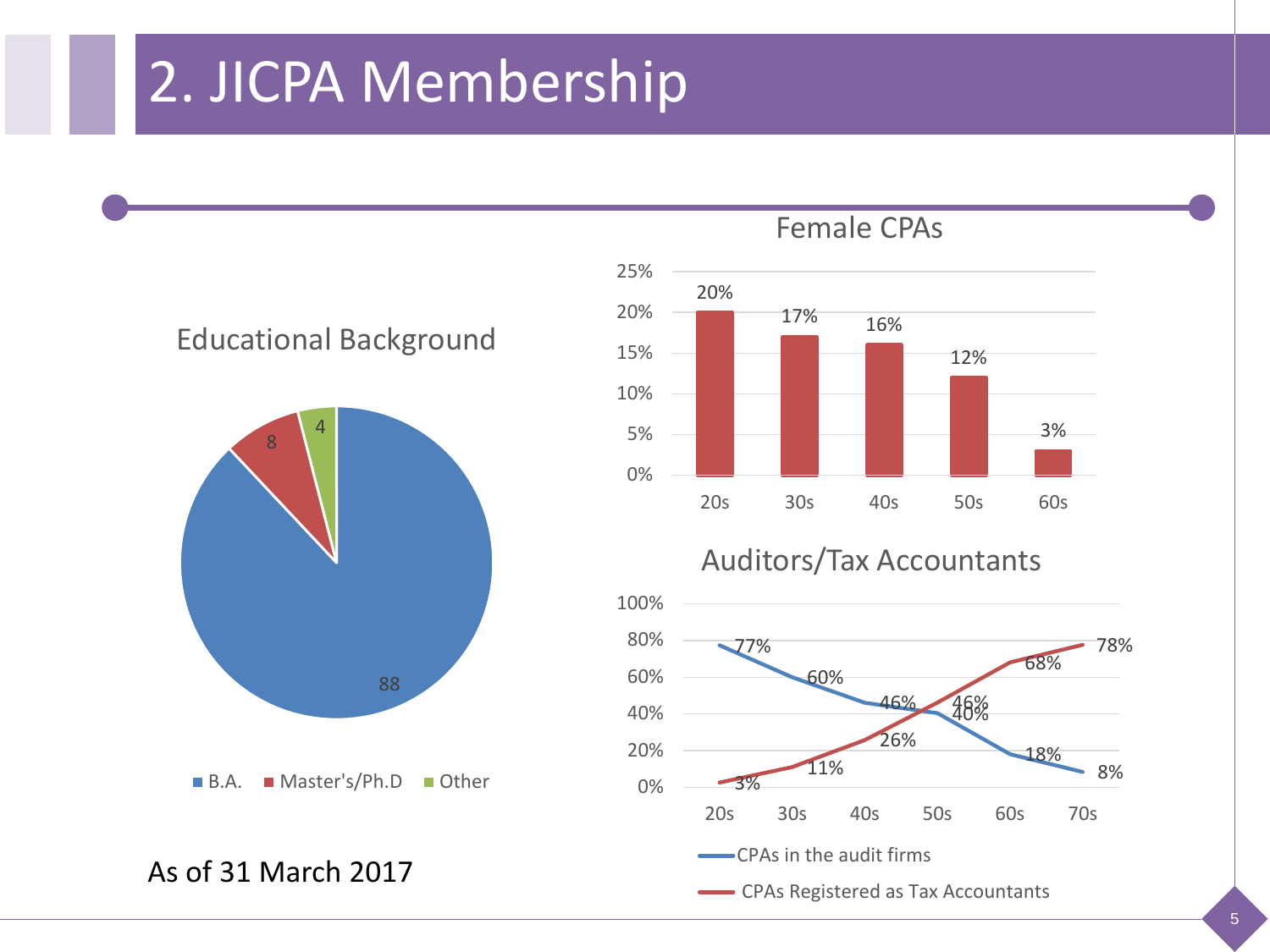# 2. JICPA Membership

### Educational Background

| Category | Value |
|---|---|
| B.A. | 88 |
| Master's/Ph.D | 8 |
| Other | 4 |

As of 31 March 2017

### Female CPAs

| Age | Percentage |
|---|---|
| 20s | 20% |
| 30s | 17% |
| 40s | 16% |
| 50s | 12% |
| 60s | 3% |

### Auditors/Tax Accountants

| Age | CPAs in the audit firms | CPAs Registered as Tax Accountants |
|---|---|---|
| 20s | 77% | 3% |
| 30s | 60% | 11% |
| 40s | 46% | 26% |
| 50s | 40% | 46% |
| 60s | 18% | 68% |
| 70s | 8% | 78% |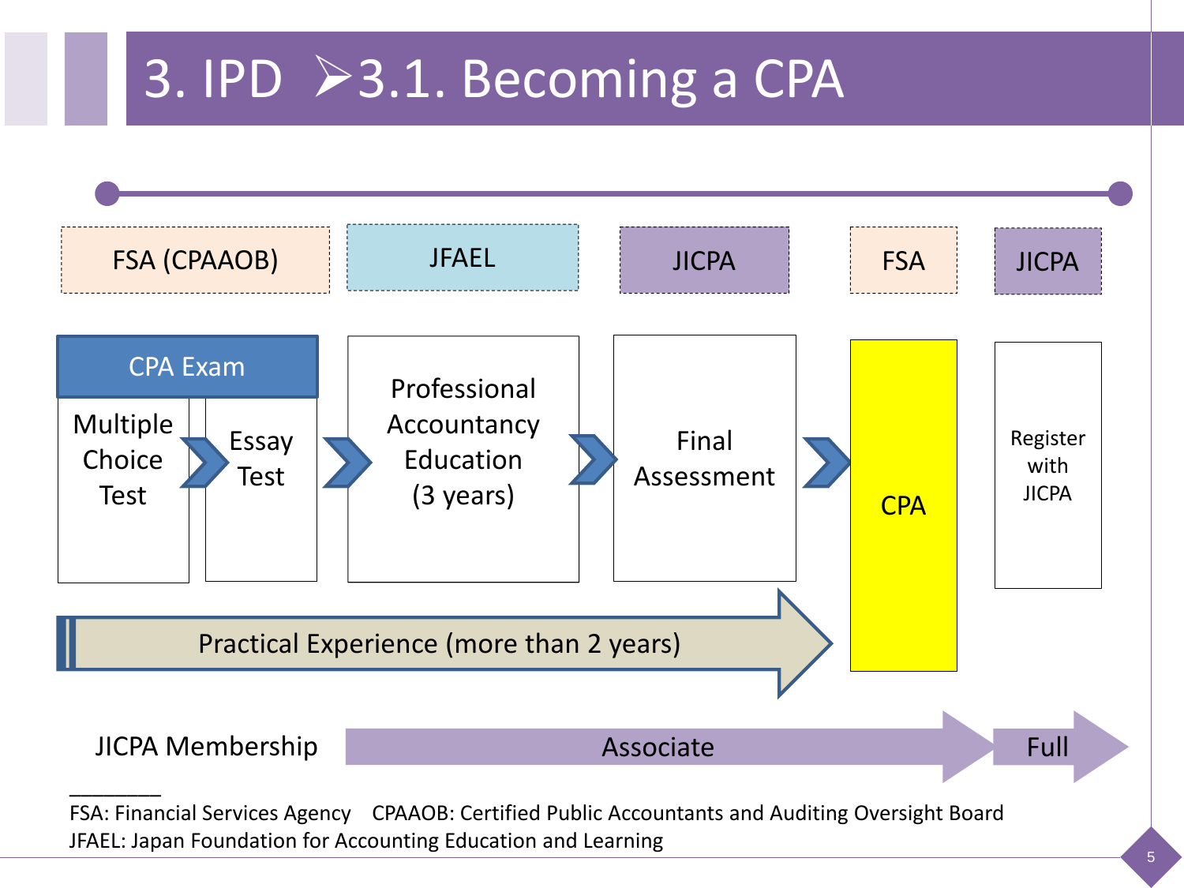# 3. IPD ➢3.1. Becoming a CPA

| FSA (CPAAOB) | | JFAEL | JICPA | FSA | JICPA |
|---|---|---|---|---|---|
| CPA Exam | | | | | |
| Multiple Choice Test | Essay Test | Professional Accountancy Education (3 years) | Final Assessment | CPA | Register with JICPA |

Practical Experience (more than 2 years)

JICPA Membership: Associate → Full

---

FSA: Financial Services Agency CPAAOB: Certified Public Accountants and Auditing Oversight Board

JFAEL: Japan Foundation for Accounting Education and Learning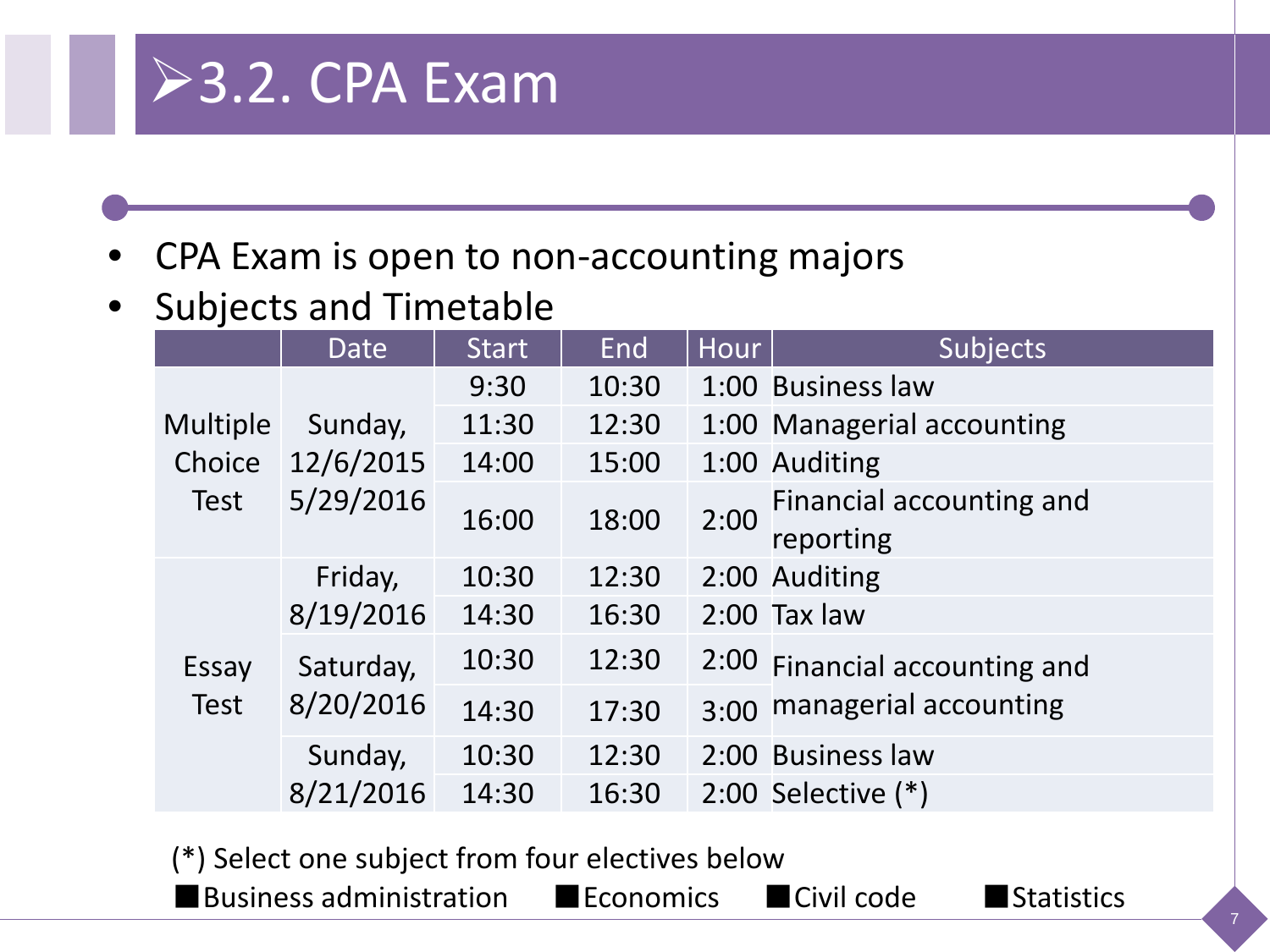# ➢3.2. CPA Exam

- CPA Exam is open to non-accounting majors
- Subjects and Timetable

| | Date | Start | End | Hour | Subjects |
|---|---|---|---|---|---|
| Multiple Choice Test | Sunday, 12/6/2015 5/29/2016 | 9:30 | 10:30 | 1:00 | Business law |
| | | 11:30 | 12:30 | 1:00 | Managerial accounting |
| | | 14:00 | 15:00 | 1:00 | Auditing |
| | | 16:00 | 18:00 | 2:00 | Financial accounting and reporting |
| Essay Test | Friday, 8/19/2016 | 10:30 | 12:30 | 2:00 | Auditing |
| | | 14:30 | 16:30 | 2:00 | Tax law |
| | Saturday, 8/20/2016 | 10:30 | 12:30 | 2:00 | Financial accounting and managerial accounting |
| | | 14:30 | 17:30 | 3:00 | |
| | Sunday, 8/21/2016 | 10:30 | 12:30 | 2:00 | Business law |
| | | 14:30 | 16:30 | 2:00 | Selective (*) |

(*) Select one subject from four electives below

■Business administration ■Economics ■Civil code ■Statistics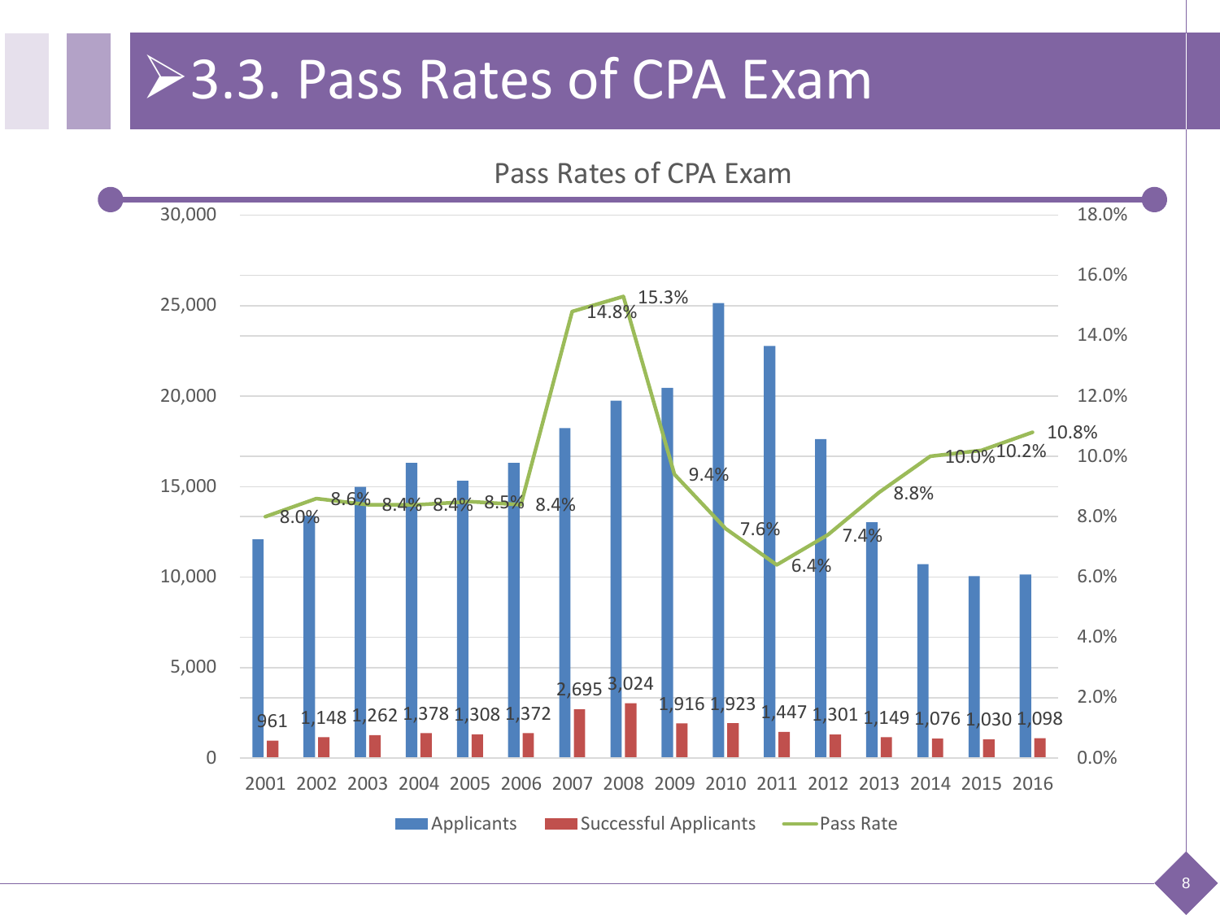# ➢3.3. Pass Rates of CPA Exam

## Pass Rates of CPA Exam

| Year | Successful Applicants | Pass Rate |
|---|---|---|
| 2001 | 961 | 8.0% |
| 2002 | 1,148 | 8.6% |
| 2003 | 1,262 | 8.4% |
| 2004 | 1,378 | 8.4% |
| 2005 | 1,308 | 8.5% |
| 2006 | 1,372 | 8.4% |
| 2007 | 2,695 | 14.8% |
| 2008 | 3,024 | 15.3% |
| 2009 | 1,916 | 9.4% |
| 2010 | 1,923 | 7.6% |
| 2011 | 1,447 | 6.4% |
| 2012 | 1,301 | 7.4% |
| 2013 | 1,149 | 8.8% |
| 2014 | 1,076 | 10.0% |
| 2015 | 1,030 | 10.2% |
| 2016 | 1,098 | 10.8% |

Legend: Applicants, Successful Applicants, Pass Rate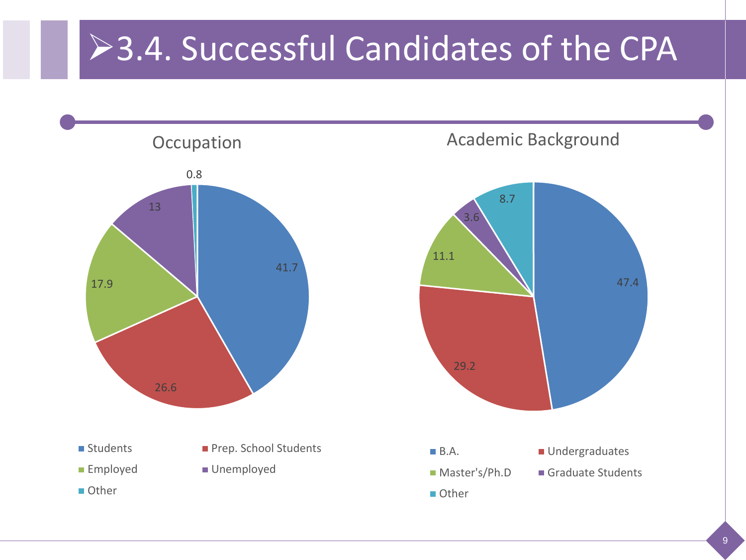# 3.4. Successful Candidates of the CPA

## Occupation

| Category | Value |
| --- | --- |
| Students | 41.7 |
| Prep. School Students | 26.6 |
| Employed | 17.9 |
| Unemployed | 13 |
| Other | 0.8 |

## Academic Background

| Category | Value |
| --- | --- |
| B.A. | 47.4 |
| Undergraduates | 29.2 |
| Master's/Ph.D | 11.1 |
| Graduate Students | 3.6 |
| Other | 8.7 |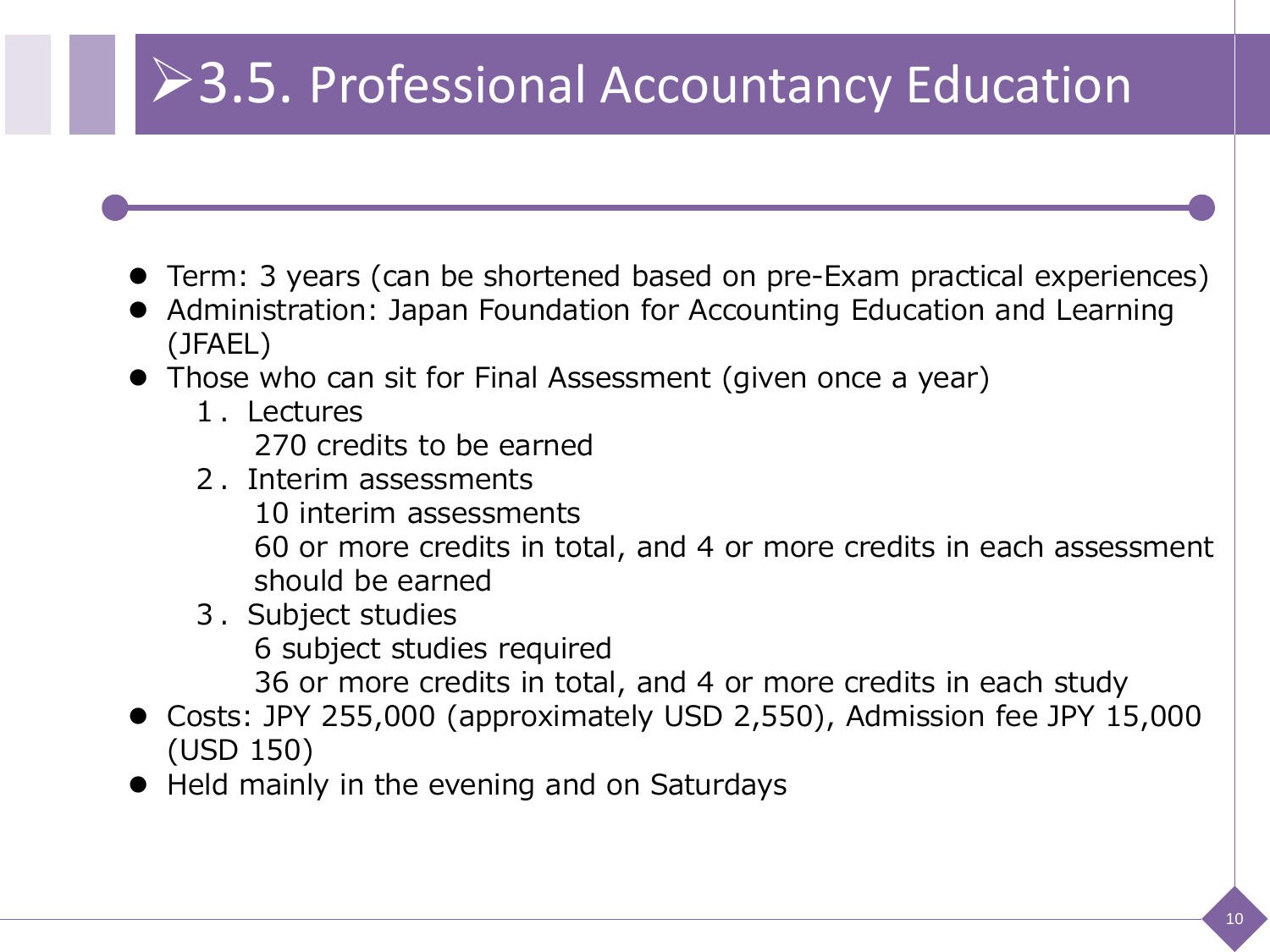# 3.5. Professional Accountancy Education

- Term: 3 years (can be shortened based on pre-Exam practical experiences)
- Administration: Japan Foundation for Accounting Education and Learning (JFAEL)
- Those who can sit for Final Assessment (given once a year)
  1. Lectures
     270 credits to be earned
  2. Interim assessments
     10 interim assessments
     60 or more credits in total, and 4 or more credits in each assessment should be earned
  3. Subject studies
     6 subject studies required
     36 or more credits in total, and 4 or more credits in each study
- Costs: JPY 255,000 (approximately USD 2,550), Admission fee JPY 15,000 (USD 150)
- Held mainly in the evening and on Saturdays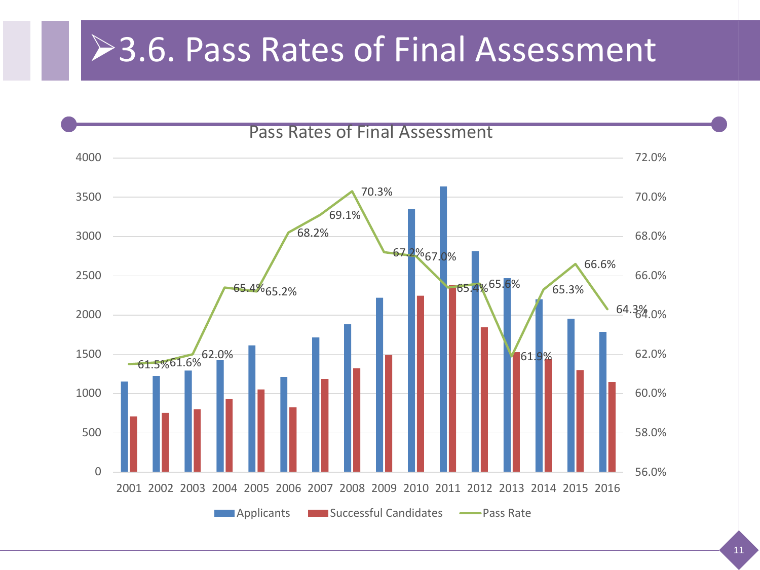# ➢3.6. Pass Rates of Final Assessment

Pass Rates of Final Assessment

| Year | Pass Rate |
|---|---|
| 2001 | 61.5% |
| 2002 | 61.6% |
| 2003 | 62.0% |
| 2004 | 65.4% |
| 2005 | 65.2% |
| 2006 | 68.2% |
| 2007 | 69.1% |
| 2008 | 70.3% |
| 2009 | 67.2% |
| 2010 | 67.0% |
| 2011 | 65.4% |
| 2012 | 65.6% |
| 2013 | 61.9% |
| 2014 | 65.3% |
| 2015 | 66.6% |
| 2016 | 64.3% |

Applicants | Successful Candidates | Pass Rate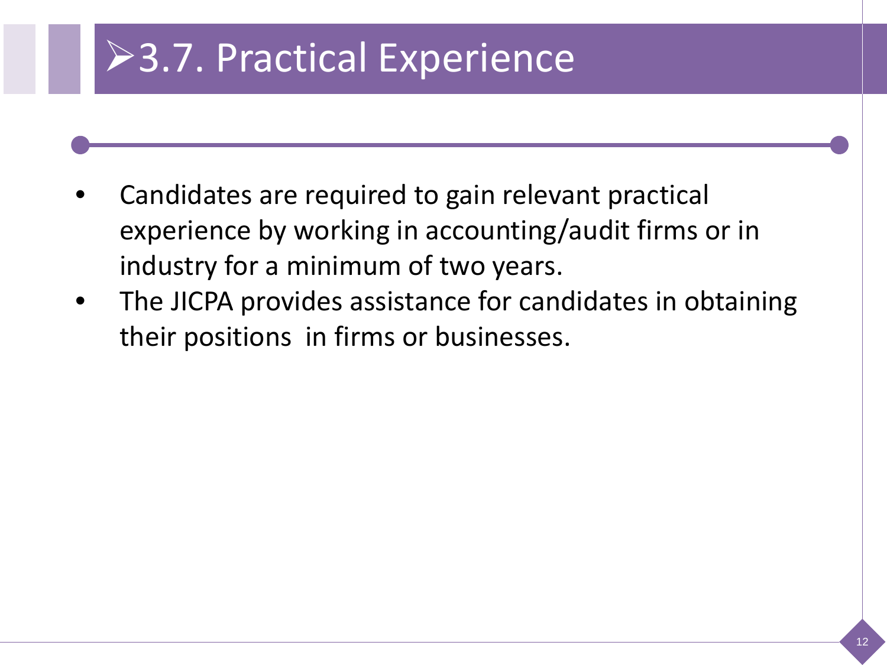# 3.7. Practical Experience

- Candidates are required to gain relevant practical experience by working in accounting/audit firms or in industry for a minimum of two years.
- The JICPA provides assistance for candidates in obtaining their positions in firms or businesses.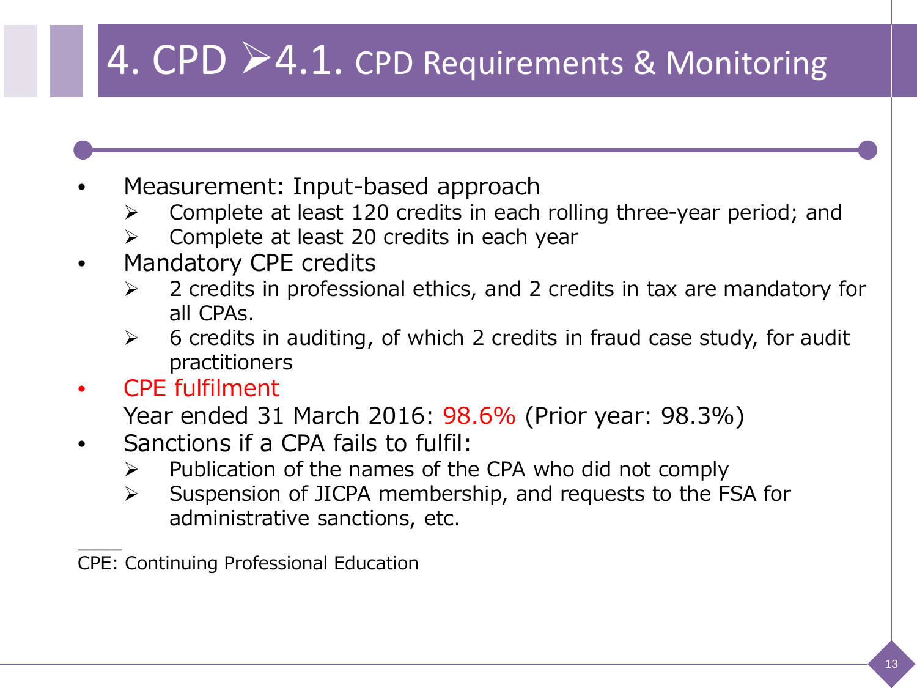# 4. CPD ➢4.1. CPD Requirements & Monitoring

- Measurement: Input-based approach
  - Complete at least 120 credits in each rolling three-year period; and
  - Complete at least 20 credits in each year
- Mandatory CPE credits
  - 2 credits in professional ethics, and 2 credits in tax are mandatory for all CPAs.
  - 6 credits in auditing, of which 2 credits in fraud case study, for audit practitioners
- CPE fulfilment

  Year ended 31 March 2016: 98.6% (Prior year: 98.3%)
- Sanctions if a CPA fails to fulfil:
  - Publication of the names of the CPA who did not comply
  - Suspension of JICPA membership, and requests to the FSA for administrative sanctions, etc.

---

CPE: Continuing Professional Education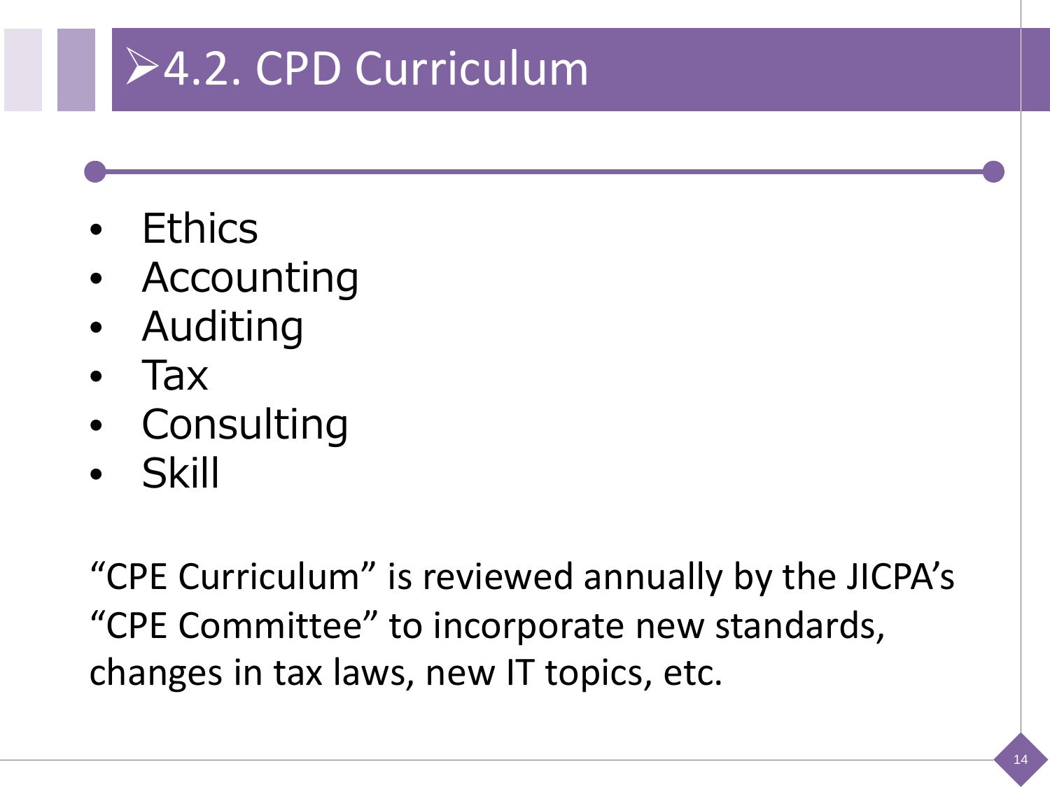# 4.2. CPD Curriculum

- Ethics
- Accounting
- Auditing
- Tax
- Consulting
- Skill

“CPE Curriculum” is reviewed annually by the JICPA’s “CPE Committee” to incorporate new standards, changes in tax laws, new IT topics, etc.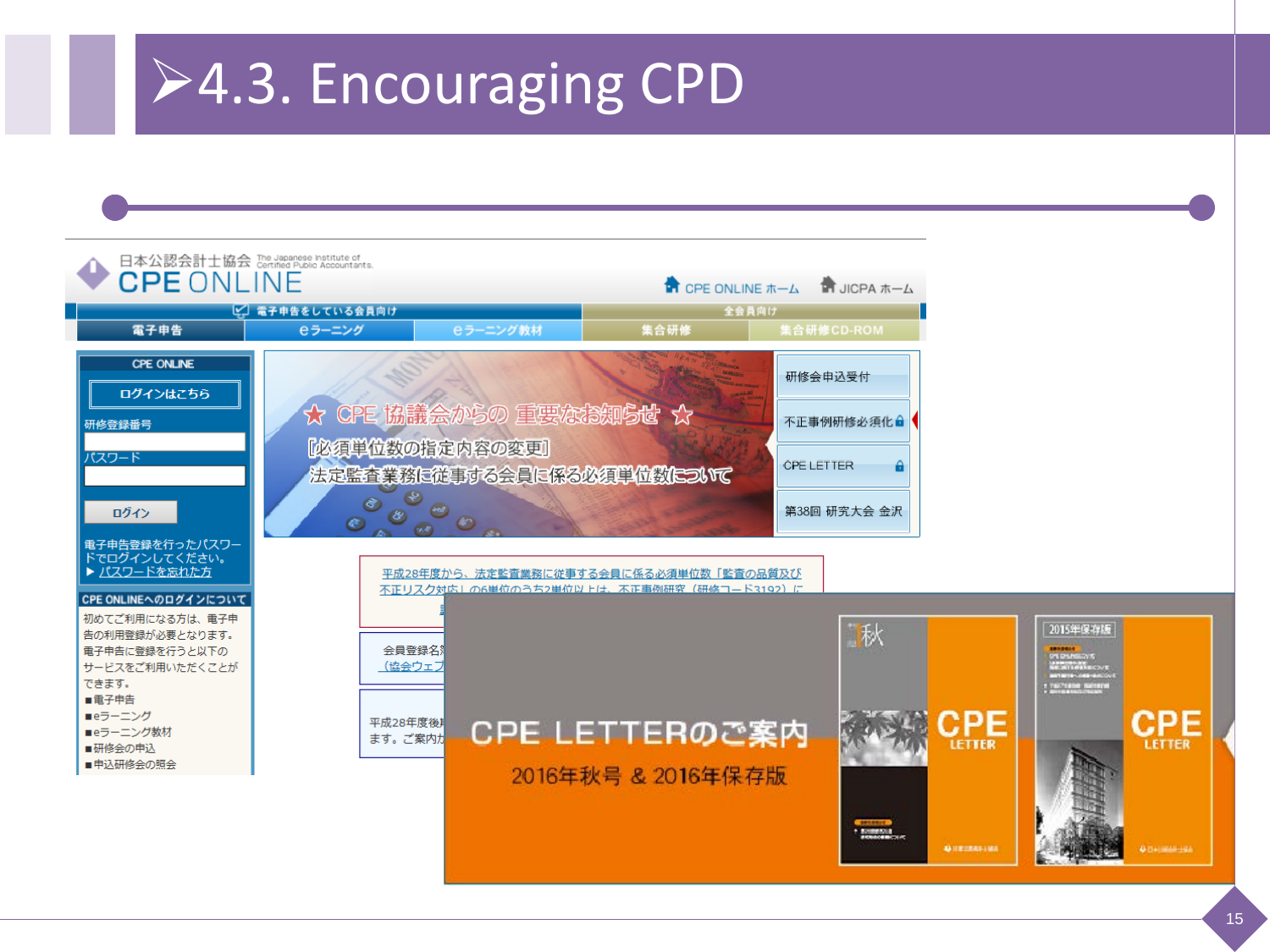# ➢4.3. Encouraging CPD

日本公認会計士協会 The Japanese Institute of Certified Public Accountants

CPE ONLINE

CPE ONLINE ホーム　JICPA ホーム

電子申告をしている会員向け | 全会員向け

電子申告 | eラーニング | eラーニング教材 | 集合研修 | 集合研修CD-ROM

CPE ONLINE

ログインはこちら

研修登録番号

パスワード

ログイン

電子申告登録を行ったパスワードでログインしてください。

▶ パスワードを忘れた方

CPE ONLINEへのログインについて

初めてご利用になる方は、電子申告の利用登録が必要となります。電子申告に登録を行うと以下のサービスをご利用いただくことができます。

- ■電子申告
- ■eラーニング
- ■eラーニング教材
- ■研修会の申込
- ■申込研修会の照会

★ CPE 協議会からの 重要なお知らせ ★

[必須単位数の指定内容の変更]

法定監査業務に従事する会員に係る必須単位数について

研修会申込受付

不正事例研修必須化

CPE LETTER

第38回 研究大会 金沢

平成28年度から、法定監査業務に従事する会員に係る必須単位数「監査の品質及び不正リスク対応」の6単位のうち2単位以上は、不正事例研究（研修コード3192）に

会員登録名

（協会ウェブ

平成28年度後

ます。ご案内か

CPE LETTERのご案内

2016年秋号 & 2016年保存版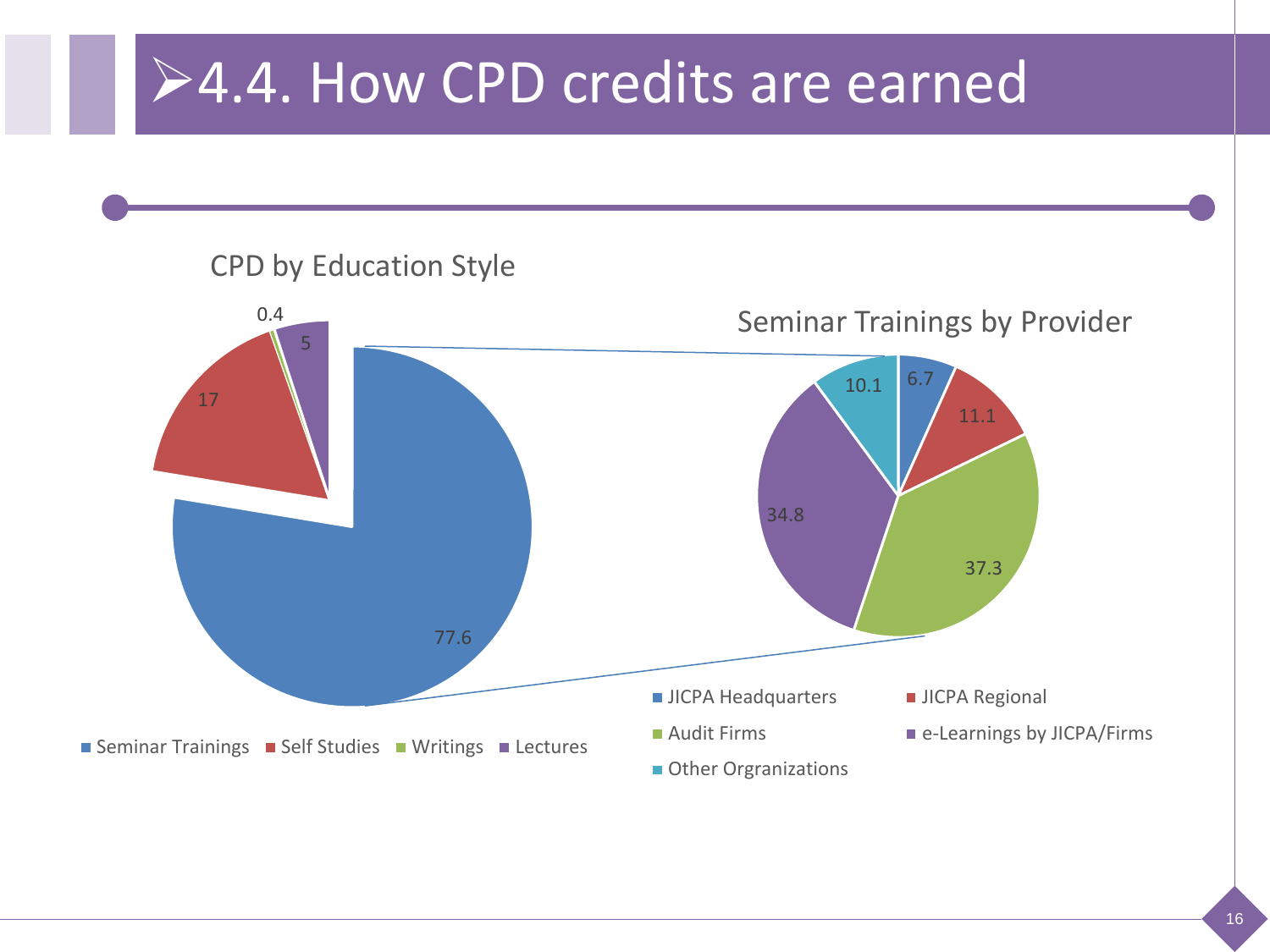# 4.4. How CPD credits are earned

**CPD by Education Style**

| Education Style | Value |
|---|---|
| Seminar Trainings | 77.6 |
| Self Studies | 17 |
| Writings | 0.4 |
| Lectures | 5 |

**Seminar Trainings by Provider**

| Provider | Value |
|---|---|
| JICPA Headquarters | 6.7 |
| JICPA Regional | 11.1 |
| Audit Firms | 37.3 |
| e-Learnings by JICPA/Firms | 34.8 |
| Other Orgranizations | 10.1 |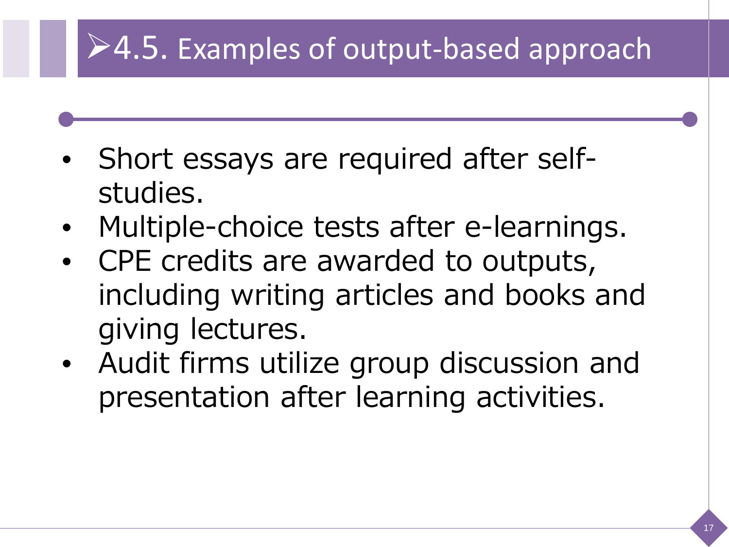## ➢4.5. Examples of output-based approach

- Short essays are required after self-studies.
- Multiple-choice tests after e-learnings.
- CPE credits are awarded to outputs, including writing articles and books and giving lectures.
- Audit firms utilize group discussion and presentation after learning activities.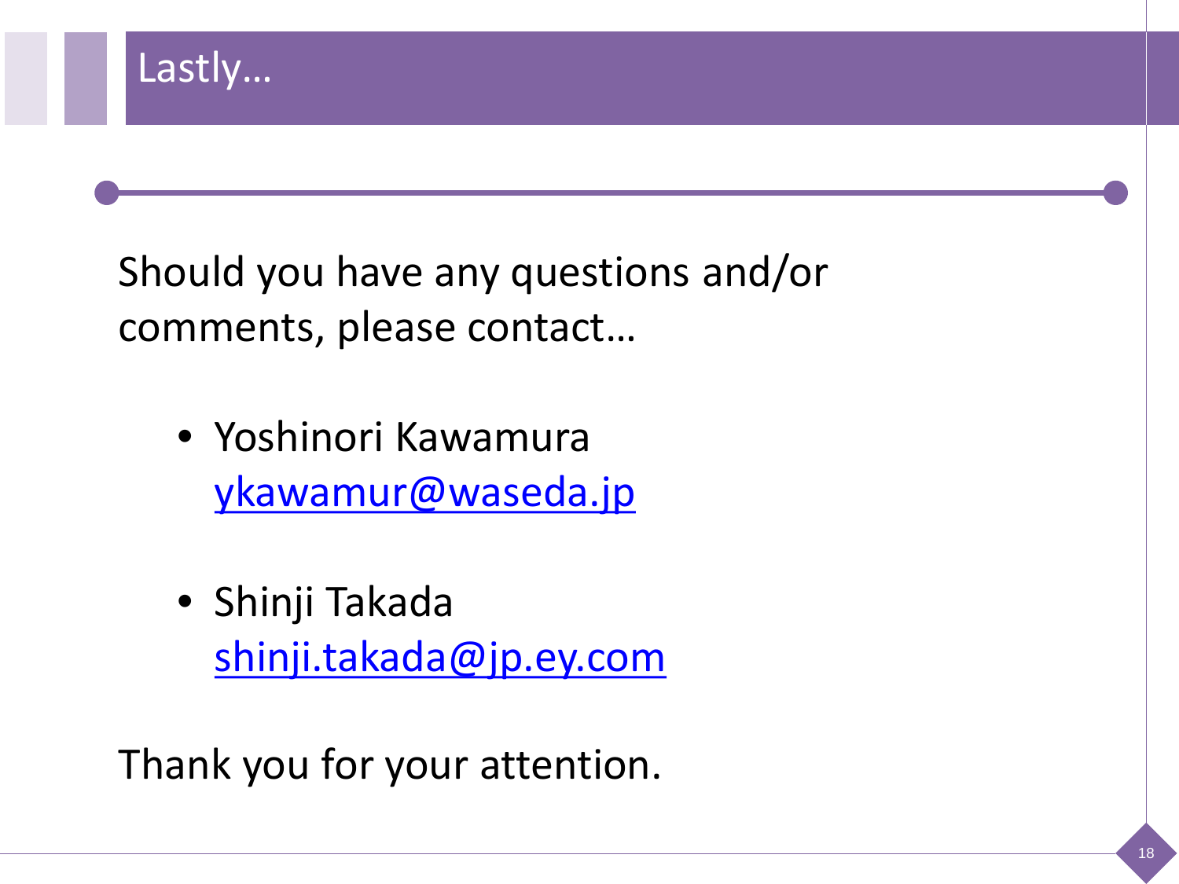# Lastly…

Should you have any questions and/or comments, please contact…

- Yoshinori Kawamura
  ykawamur@waseda.jp

- Shinji Takada
  shinji.takada@jp.ey.com

Thank you for your attention.